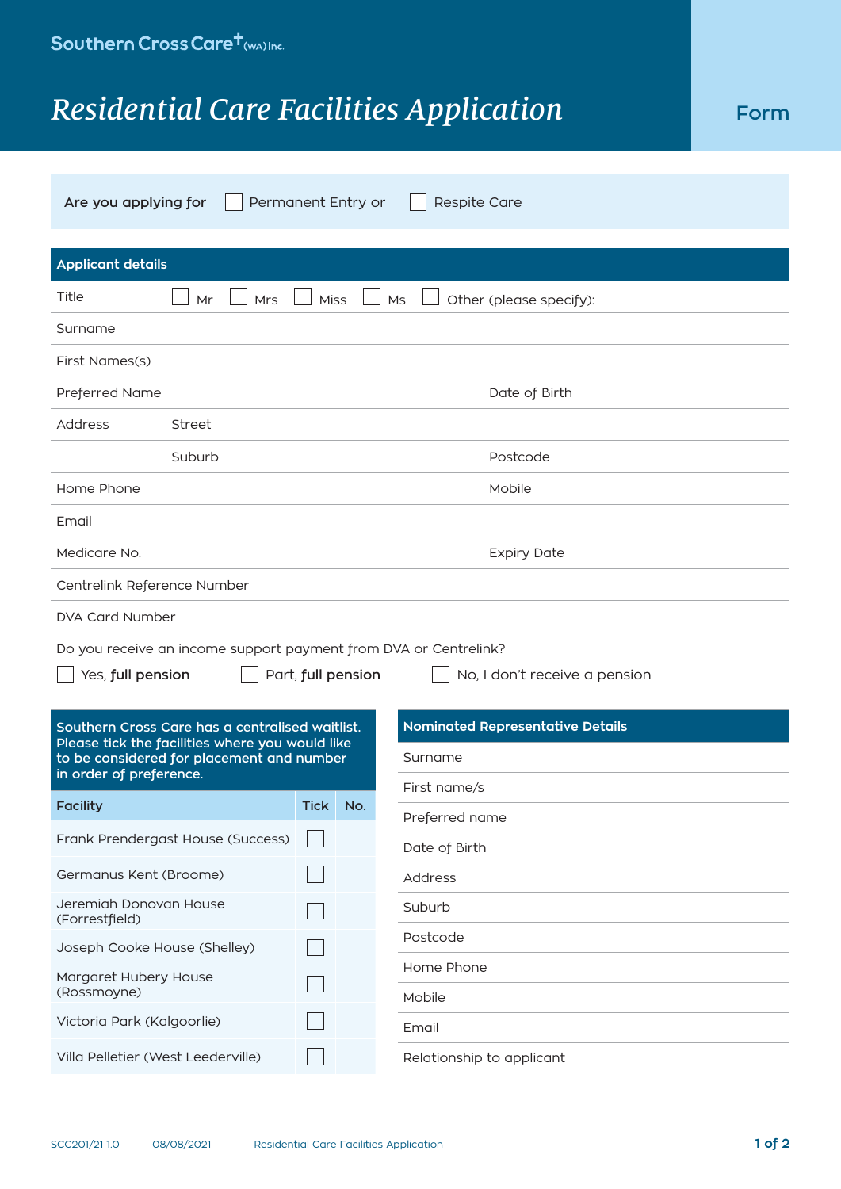Southern Cross Care (WA) Inc.

# *Residential Care Facilities Application* Form

**Are you applying for** ☐ Permanent Entry or ☐ Respite Care

## Applicant details

| | | | |
|---|---|---|---|
| Title | ☐ Mr ☐ Mrs ☐ Miss ☐ Ms ☐ Other (please specify): | | |
| Surname | | | |
| First Names(s) | | | |
| Preferred Name | | Date of Birth | |
| Address | Street | | |
| | Suburb | Postcode | |
| Home Phone | | Mobile | |
| Email | | | |
| Medicare No. | | Expiry Date | |
| Centrelink Reference Number | | | |
| DVA Card Number | | | |

Do you receive an income support payment from DVA or Centrelink?

☐ Yes, **full pension** ☐ Part, **full pension** ☐ No, I don't receive a pension

**Southern Cross Care has a centralised waitlist. Please tick the facilities where you would like to be considered for placement and number in order of preference.**

| Facility | Tick | No. |
|---|---|---|
| Frank Prendergast House (Success) | ☐ | |
| Germanus Kent (Broome) | ☐ | |
| Jeremiah Donovan House (Forrestfield) | ☐ | |
| Joseph Cooke House (Shelley) | ☐ | |
| Margaret Hubery House (Rossmoyne) | ☐ | |
| Victoria Park (Kalgoorlie) | ☐ | |
| Villa Pelletier (West Leederville) | ☐ | |

## Nominated Representative Details

| | |
|---|---|
| Surname | |
| First name/s | |
| Preferred name | |
| Date of Birth | |
| Address | |
| Suburb | |
| Postcode | |
| Home Phone | |
| Mobile | |
| Email | |
| Relationship to applicant | |

SCC201/21 1.0 08/08/2021 Residential Care Facilities Application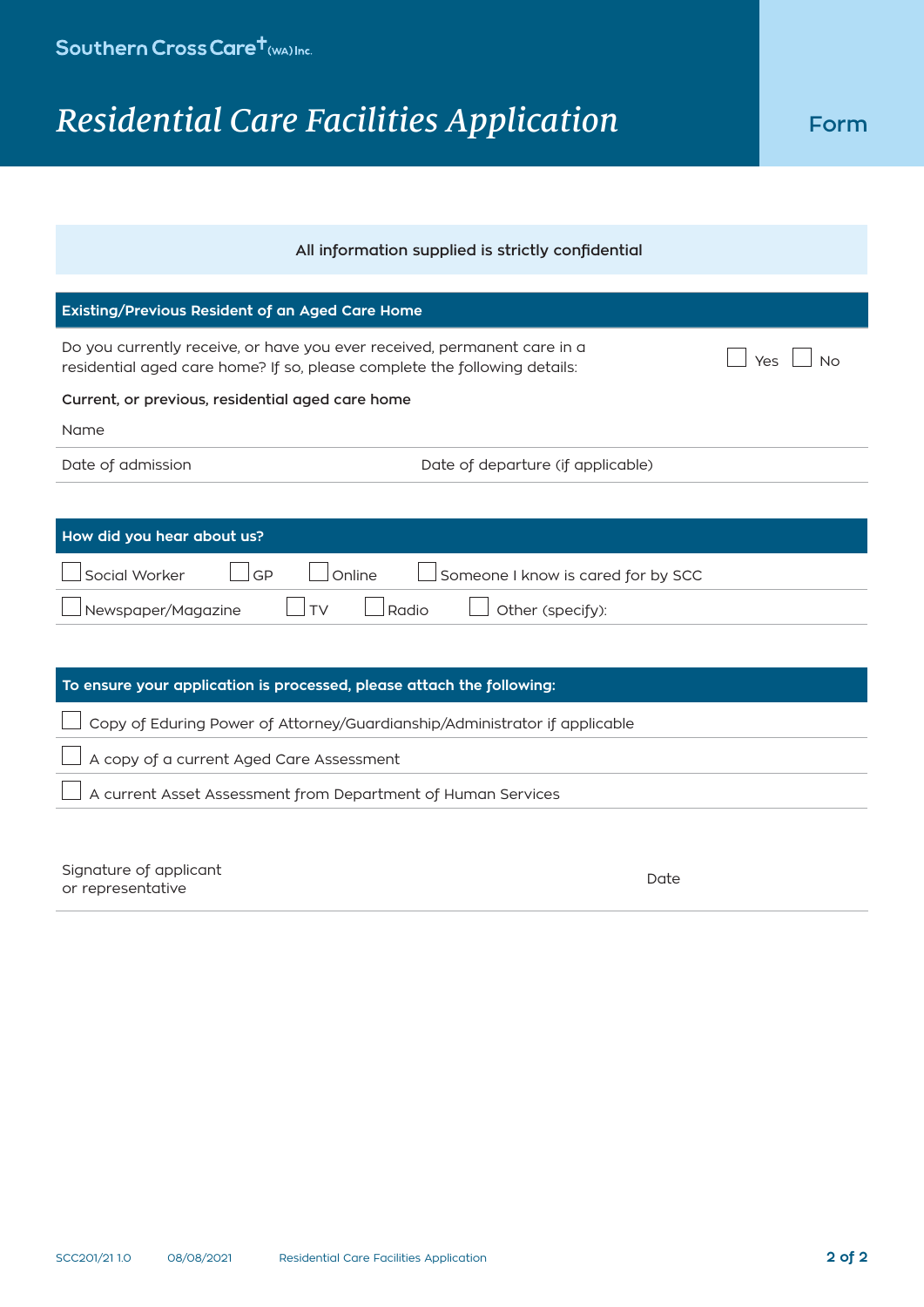Southern Cross Care (WA) Inc.

# *Residential Care Facilities Application* Form

All information supplied is strictly confidential

## Existing/Previous Resident of an Aged Care Home

Do you currently receive, or have you ever received, permanent care in a residential aged care home? If so, please complete the following details: ☐ Yes ☐ No

**Current, or previous, residential aged care home**

Name

Date of admission | Date of departure (if applicable)

## How did you hear about us?

☐ Social Worker ☐ GP ☐ Online ☐ Someone I know is cared for by SCC

☐ Newspaper/Magazine ☐ TV ☐ Radio ☐ Other (specify):

## To ensure your application is processed, please attach the following:

☐ Copy of Eduring Power of Attorney/Guardianship/Administrator if applicable

☐ A copy of a current Aged Care Assessment

☐ A current Asset Assessment from Department of Human Services

Signature of applicant or representative | Date

SCC201/21 1.0 08/08/2021 Residential Care Facilities Application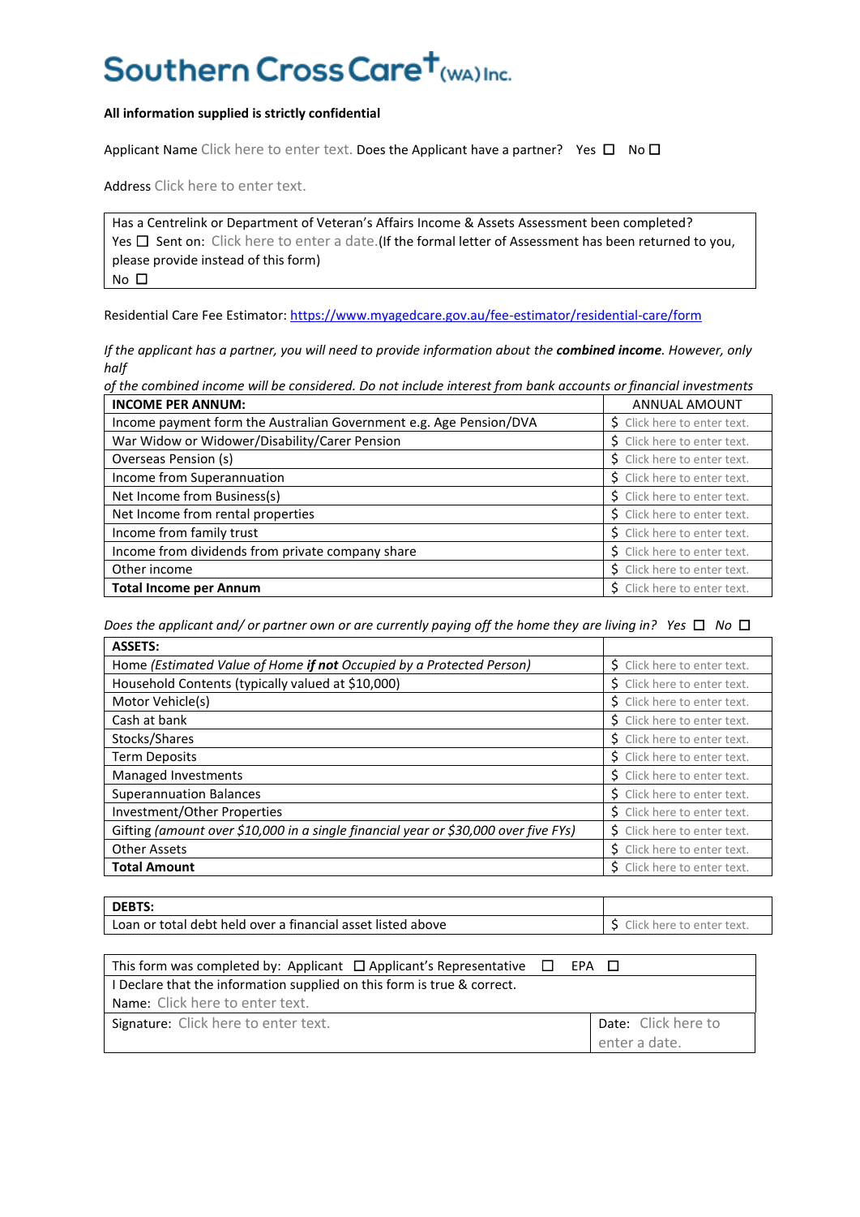# Southern Cross Care (WA) Inc.

**All information supplied is strictly confidential**

Applicant Name Click here to enter text. Does the Applicant have a partner? Yes ☐ No ☐

Address Click here to enter text.

| |
|---|
| Has a Centrelink or Department of Veteran's Affairs Income & Assets Assessment been completed? Yes ☐ Sent on: Click here to enter a date.(If the formal letter of Assessment has been returned to you, please provide instead of this form) No ☐ |

Residential Care Fee Estimator: https://www.myagedcare.gov.au/fee-estimator/residential-care/form

*If the applicant has a partner, you will need to provide information about the **combined income**. However, only half of the combined income will be considered. Do not include interest from bank accounts or financial investments*

| **INCOME PER ANNUM:** | ANNUAL AMOUNT |
|---|---|
| Income payment form the Australian Government e.g. Age Pension/DVA | $ Click here to enter text. |
| War Widow or Widower/Disability/Carer Pension | $ Click here to enter text. |
| Overseas Pension (s) | $ Click here to enter text. |
| Income from Superannuation | $ Click here to enter text. |
| Net Income from Business(s) | $ Click here to enter text. |
| Net Income from rental properties | $ Click here to enter text. |
| Income from family trust | $ Click here to enter text. |
| Income from dividends from private company share | $ Click here to enter text. |
| Other income | $ Click here to enter text. |
| **Total Income per Annum** | $ Click here to enter text. |

*Does the applicant and/ or partner own or are currently paying off the home they are living in? Yes* ☐ *No* ☐

| **ASSETS:** | |
|---|---|
| Home *(Estimated Value of Home **if not** Occupied by a Protected Person)* | $ Click here to enter text. |
| Household Contents (typically valued at $10,000) | $ Click here to enter text. |
| Motor Vehicle(s) | $ Click here to enter text. |
| Cash at bank | $ Click here to enter text. |
| Stocks/Shares | $ Click here to enter text. |
| Term Deposits | $ Click here to enter text. |
| Managed Investments | $ Click here to enter text. |
| Superannuation Balances | $ Click here to enter text. |
| Investment/Other Properties | $ Click here to enter text. |
| Gifting *(amount over $10,000 in a single financial year or $30,000 over five FYs)* | $ Click here to enter text. |
| Other Assets | $ Click here to enter text. |
| **Total Amount** | $ Click here to enter text. |

| **DEBTS:** | |
|---|---|
| Loan or total debt held over a financial asset listed above | $ Click here to enter text. |

| | |
|---|---|
| This form was completed by: Applicant ☐ Applicant's Representative ☐ EPA ☐ | |
| I Declare that the information supplied on this form is true & correct. Name: Click here to enter text. | |
| Signature: Click here to enter text. | Date: Click here to enter a date. |